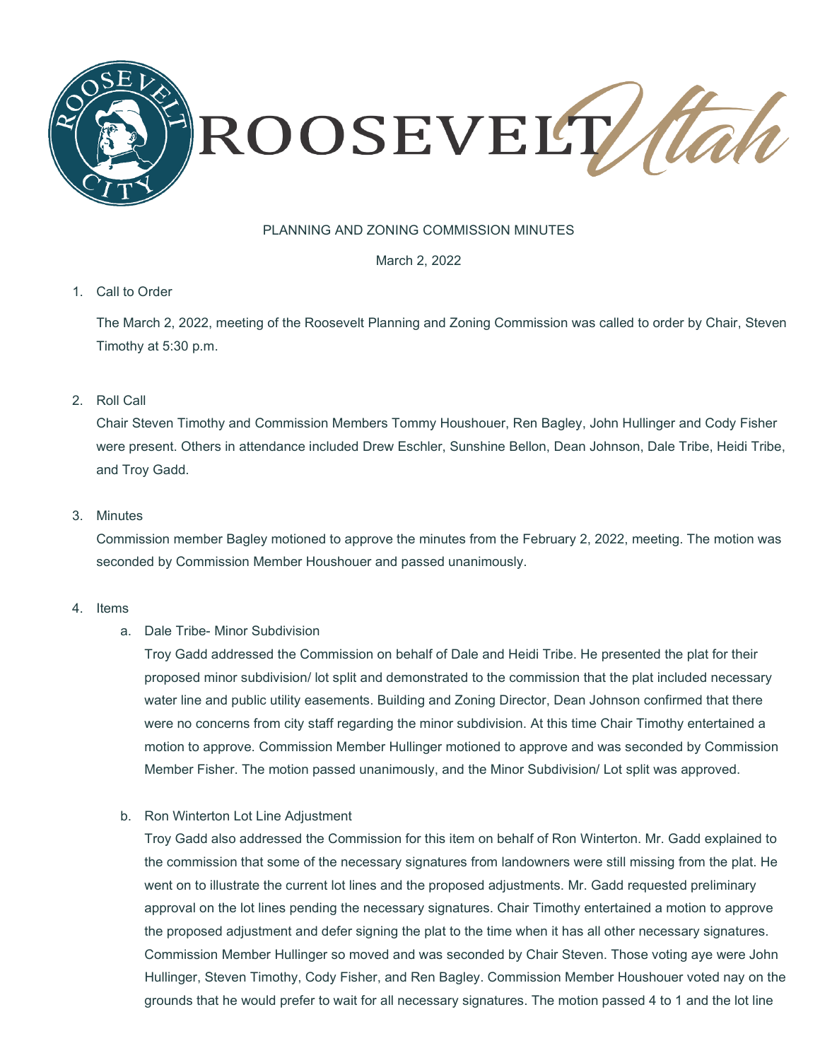ROOSEVELT Utah

PLANNING AND ZONING COMMISSION MINUTES

March 2, 2022

1. Call to Order

   The March 2, 2022, meeting of the Roosevelt Planning and Zoning Commission was called to order by Chair, Steven Timothy at 5:30 p.m.

2. Roll Call

   Chair Steven Timothy and Commission Members Tommy Houshouer, Ren Bagley, John Hullinger and Cody Fisher were present. Others in attendance included Drew Eschler, Sunshine Bellon, Dean Johnson, Dale Tribe, Heidi Tribe, and Troy Gadd.

3. Minutes

   Commission member Bagley motioned to approve the minutes from the February 2, 2022, meeting. The motion was seconded by Commission Member Houshouer and passed unanimously.

4. Items

   a. Dale Tribe- Minor Subdivision

      Troy Gadd addressed the Commission on behalf of Dale and Heidi Tribe. He presented the plat for their proposed minor subdivision/ lot split and demonstrated to the commission that the plat included necessary water line and public utility easements. Building and Zoning Director, Dean Johnson confirmed that there were no concerns from city staff regarding the minor subdivision. At this time Chair Timothy entertained a motion to approve. Commission Member Hullinger motioned to approve and was seconded by Commission Member Fisher. The motion passed unanimously, and the Minor Subdivision/ Lot split was approved.

   b. Ron Winterton Lot Line Adjustment

      Troy Gadd also addressed the Commission for this item on behalf of Ron Winterton. Mr. Gadd explained to the commission that some of the necessary signatures from landowners were still missing from the plat. He went on to illustrate the current lot lines and the proposed adjustments. Mr. Gadd requested preliminary approval on the lot lines pending the necessary signatures. Chair Timothy entertained a motion to approve the proposed adjustment and defer signing the plat to the time when it has all other necessary signatures. Commission Member Hullinger so moved and was seconded by Chair Steven. Those voting aye were John Hullinger, Steven Timothy, Cody Fisher, and Ren Bagley. Commission Member Houshouer voted nay on the grounds that he would prefer to wait for all necessary signatures. The motion passed 4 to 1 and the lot line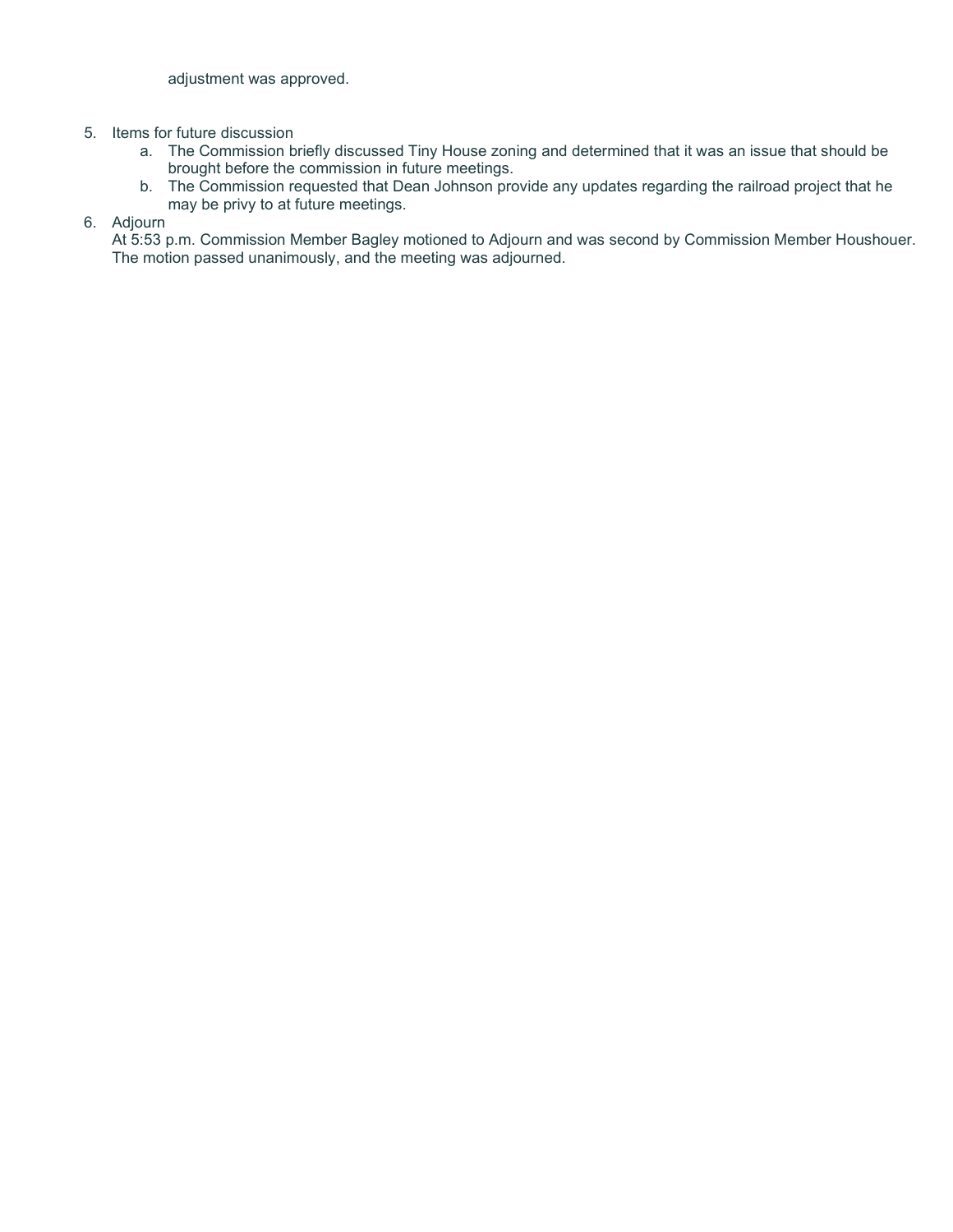adjustment was approved.

5. Items for future discussion
   a. The Commission briefly discussed Tiny House zoning and determined that it was an issue that should be brought before the commission in future meetings.
   b. The Commission requested that Dean Johnson provide any updates regarding the railroad project that he may be privy to at future meetings.
6. Adjourn
   At 5:53 p.m. Commission Member Bagley motioned to Adjourn and was second by Commission Member Houshouer. The motion passed unanimously, and the meeting was adjourned.